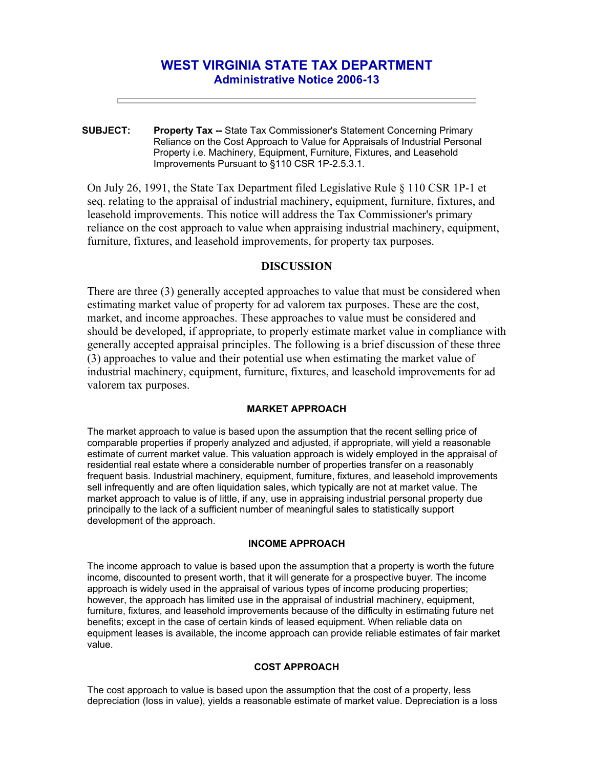# WEST VIRGINIA STATE TAX DEPARTMENT
## Administrative Notice 2006-13

**SUBJECT:** **Property Tax --** State Tax Commissioner's Statement Concerning Primary Reliance on the Cost Approach to Value for Appraisals of Industrial Personal Property i.e. Machinery, Equipment, Furniture, Fixtures, and Leasehold Improvements Pursuant to §110 CSR 1P-2.5.3.1.

On July 26, 1991, the State Tax Department filed Legislative Rule § 110 CSR 1P-1 et seq. relating to the appraisal of industrial machinery, equipment, furniture, fixtures, and leasehold improvements. This notice will address the Tax Commissioner's primary reliance on the cost approach to value when appraising industrial machinery, equipment, furniture, fixtures, and leasehold improvements, for property tax purposes.

### DISCUSSION

There are three (3) generally accepted approaches to value that must be considered when estimating market value of property for ad valorem tax purposes. These are the cost, market, and income approaches. These approaches to value must be considered and should be developed, if appropriate, to properly estimate market value in compliance with generally accepted appraisal principles. The following is a brief discussion of these three (3) approaches to value and their potential use when estimating the market value of industrial machinery, equipment, furniture, fixtures, and leasehold improvements for ad valorem tax purposes.

#### MARKET APPROACH

The market approach to value is based upon the assumption that the recent selling price of comparable properties if properly analyzed and adjusted, if appropriate, will yield a reasonable estimate of current market value. This valuation approach is widely employed in the appraisal of residential real estate where a considerable number of properties transfer on a reasonably frequent basis. Industrial machinery, equipment, furniture, fixtures, and leasehold improvements sell infrequently and are often liquidation sales, which typically are not at market value. The market approach to value is of little, if any, use in appraising industrial personal property due principally to the lack of a sufficient number of meaningful sales to statistically support development of the approach.

#### INCOME APPROACH

The income approach to value is based upon the assumption that a property is worth the future income, discounted to present worth, that it will generate for a prospective buyer. The income approach is widely used in the appraisal of various types of income producing properties; however, the approach has limited use in the appraisal of industrial machinery, equipment, furniture, fixtures, and leasehold improvements because of the difficulty in estimating future net benefits; except in the case of certain kinds of leased equipment. When reliable data on equipment leases is available, the income approach can provide reliable estimates of fair market value.

#### COST APPROACH

The cost approach to value is based upon the assumption that the cost of a property, less depreciation (loss in value), yields a reasonable estimate of market value. Depreciation is a loss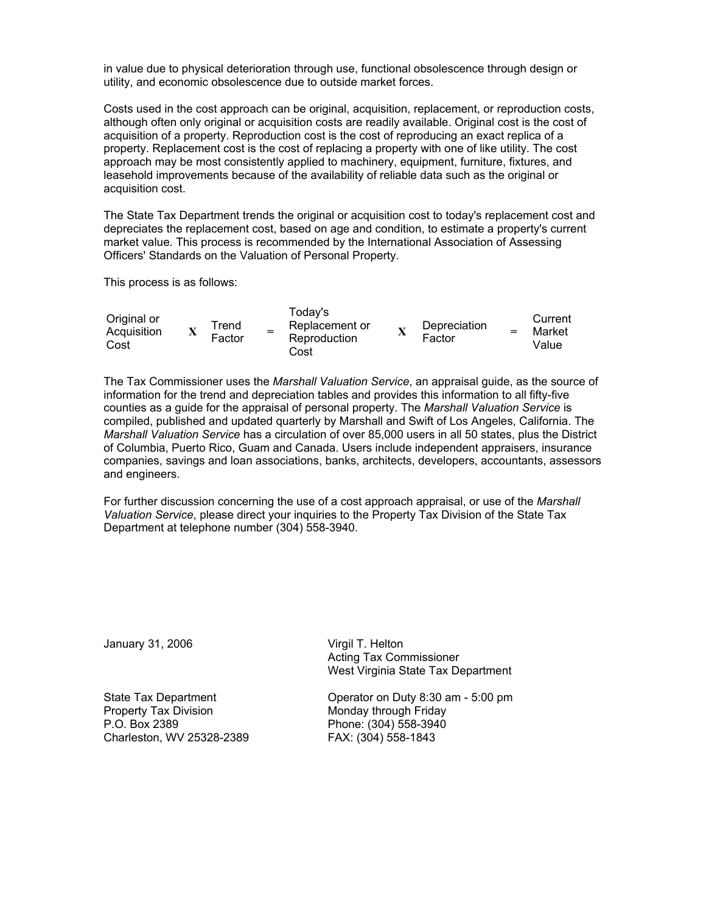in value due to physical deterioration through use, functional obsolescence through design or utility, and economic obsolescence due to outside market forces.

Costs used in the cost approach can be original, acquisition, replacement, or reproduction costs, although often only original or acquisition costs are readily available. Original cost is the cost of acquisition of a property. Reproduction cost is the cost of reproducing an exact replica of a property. Replacement cost is the cost of replacing a property with one of like utility. The cost approach may be most consistently applied to machinery, equipment, furniture, fixtures, and leasehold improvements because of the availability of reliable data such as the original or acquisition cost.

The State Tax Department trends the original or acquisition cost to today's replacement cost and depreciates the replacement cost, based on age and condition, to estimate a property's current market value. This process is recommended by the International Association of Assessing Officers' Standards on the Valuation of Personal Property.

This process is as follows:

Original or Acquisition Cost **X** Trend Factor = Today's Replacement or Reproduction Cost **X** Depreciation Factor = Current Market Value

The Tax Commissioner uses the *Marshall Valuation Service*, an appraisal guide, as the source of information for the trend and depreciation tables and provides this information to all fifty-five counties as a guide for the appraisal of personal property. The *Marshall Valuation Service* is compiled, published and updated quarterly by Marshall and Swift of Los Angeles, California. The *Marshall Valuation Service* has a circulation of over 85,000 users in all 50 states, plus the District of Columbia, Puerto Rico, Guam and Canada. Users include independent appraisers, insurance companies, savings and loan associations, banks, architects, developers, accountants, assessors and engineers.

For further discussion concerning the use of a cost approach appraisal, or use of the *Marshall Valuation Service*, please direct your inquiries to the Property Tax Division of the State Tax Department at telephone number (304) 558-3940.

January 31, 2006

Virgil T. Helton
Acting Tax Commissioner
West Virginia State Tax Department

State Tax Department
Property Tax Division
P.O. Box 2389
Charleston, WV 25328-2389

Operator on Duty 8:30 am - 5:00 pm
Monday through Friday
Phone: (304) 558-3940
FAX: (304) 558-1843